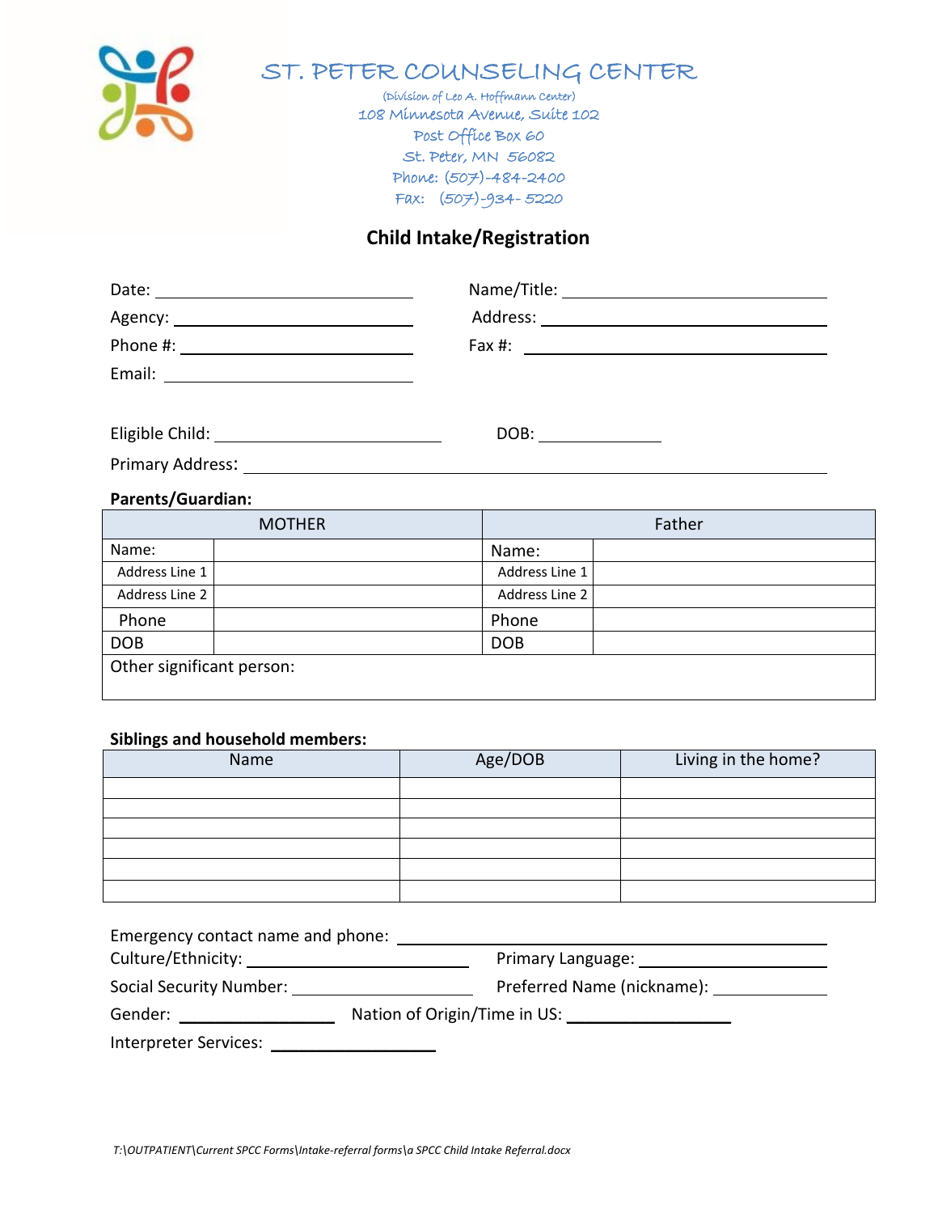# ST. PETER COUNSELING CENTER

(Division of Leo A. Hoffmann Center)
108 Minnesota Avenue, Suite 102
Post Office Box 60
St. Peter, MN 56082
Phone: (507)-484-2400
Fax: (507)-934- 5220

## Child Intake/Registration

Date: ______________________ Name/Title: ______________________

Agency: ______________________ Address: ______________________

Phone #: ______________________ Fax #: ______________________

Email: ______________________

Eligible Child: ______________________ DOB: ____________

Primary Address: ______________________________________________

**Parents/Guardian:**

| MOTHER | | Father | |
|---|---|---|---|
| Name: | | Name: | |
| Address Line 1 | | Address Line 1 | |
| Address Line 2 | | Address Line 2 | |
| Phone | | Phone | |
| DOB | | DOB | |
| Other significant person: | | | |

**Siblings and household members:**

| Name | Age/DOB | Living in the home? |
|---|---|---|
| | | |
| | | |
| | | |
| | | |
| | | |
| | | |

Emergency contact name and phone: ______________________________

Culture/Ethnicity: ______________________ Primary Language: ______________________

Social Security Number: ______________________ Preferred Name (nickname): ____________

Gender: ______________ Nation of Origin/Time in US: ______________

Interpreter Services: ______________

*T:\OUTPATIENT\Current SPCC Forms\Intake-referral forms\a SPCC Child Intake Referral.docx*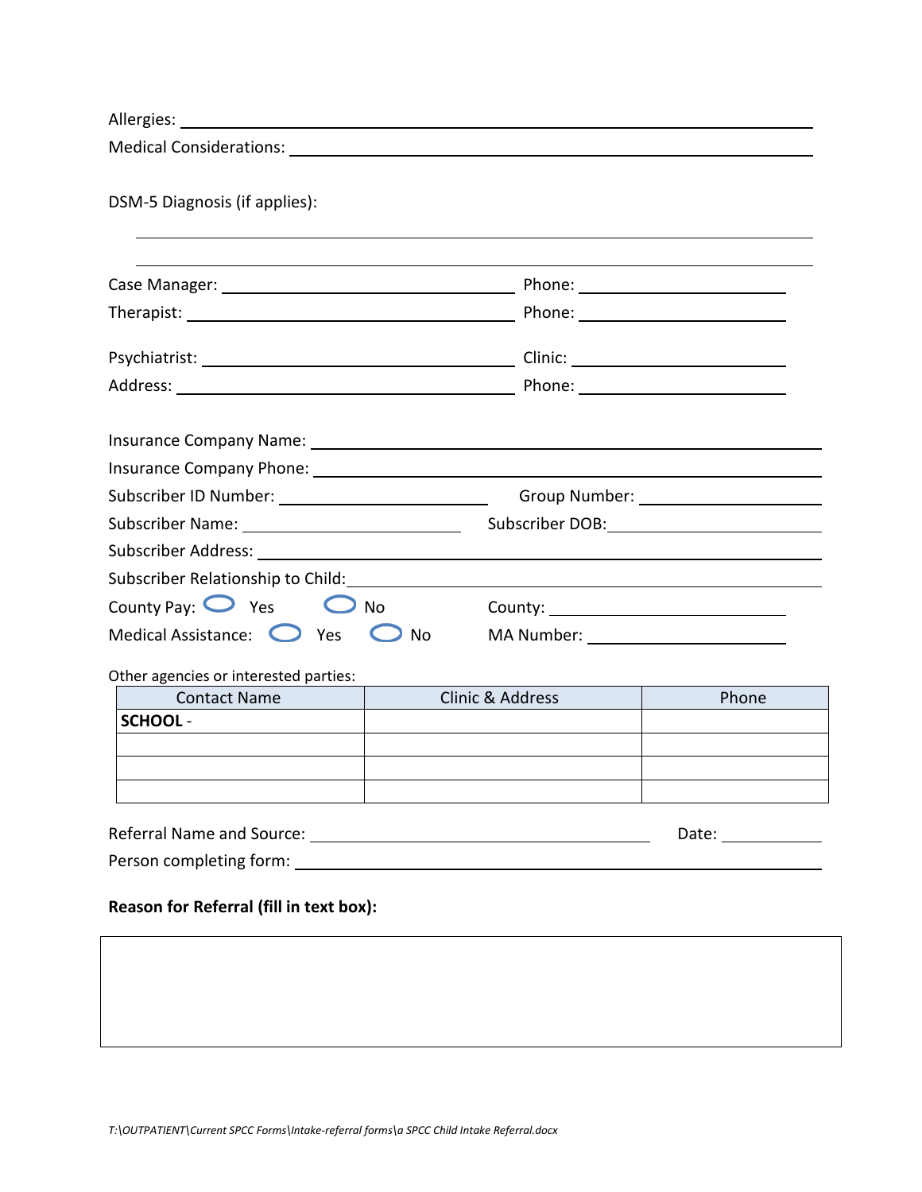Allergies: ______________________________________________________________________

Medical Considerations: ___________________________________________________________

DSM-5 Diagnosis (if applies):

______________________________________________________________________

______________________________________________________________________

Case Manager: ______________________________ Phone: ____________________

Therapist: _________________________________ Phone: ____________________

Psychiatrist: _______________________________ Clinic: ____________________

Address: __________________________________ Phone: ____________________

Insurance Company Name: __________________________________________________

Insurance Company Phone: __________________________________________________

Subscriber ID Number: _____________________ Group Number: __________________

Subscriber Name: _______________________ Subscriber DOB: ____________________

Subscriber Address: _______________________________________________________

Subscriber Relationship to Child: ____________________________________________

County Pay: ◯ Yes ◯ No County: _______________________

Medical Assistance: ◯ Yes ◯ No MA Number: ____________________

Other agencies or interested parties:

| Contact Name | Clinic & Address | Phone |
|---|---|---|
| **SCHOOL** - | | |
| | | |
| | | |
| | | |

Referral Name and Source: ___________________________________ Date: __________

Person completing form: ____________________________________________________

**Reason for Referral (fill in text box):**

| |
|---|
| |

*T:\OUTPATIENT\Current SPCC Forms\Intake-referral forms\a SPCC Child Intake Referral.docx*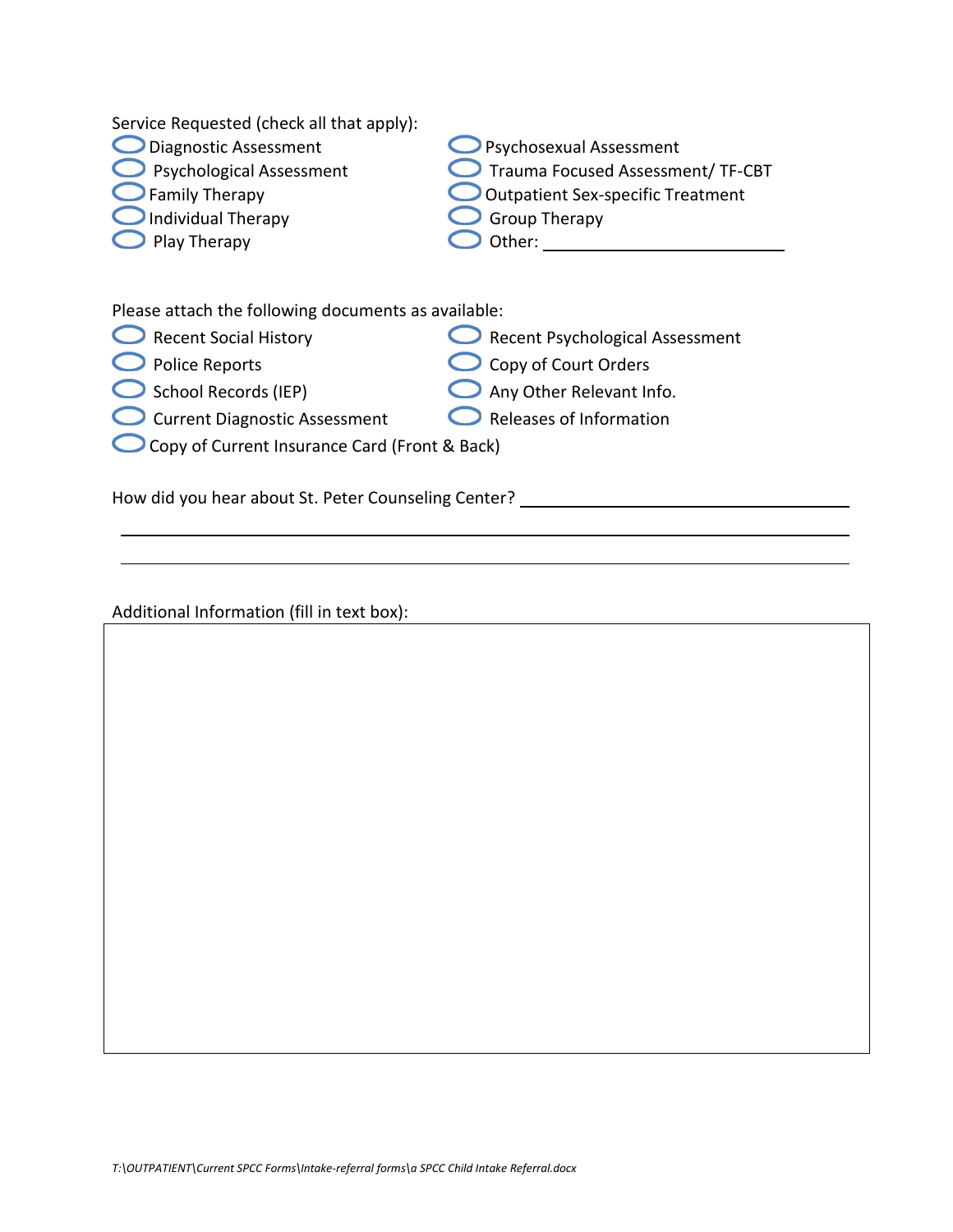Service Requested (check all that apply):

- ◯ Diagnostic Assessment
- ◯ Psychological Assessment
- ◯ Family Therapy
- ◯ Individual Therapy
- ◯ Play Therapy
- ◯ Psychosexual Assessment
- ◯ Trauma Focused Assessment/ TF-CBT
- ◯ Outpatient Sex-specific Treatment
- ◯ Group Therapy
- ◯ Other: ___________________________

Please attach the following documents as available:

- ◯ Recent Social History
- ◯ Police Reports
- ◯ School Records (IEP)
- ◯ Current Diagnostic Assessment
- ◯ Copy of Current Insurance Card (Front & Back)
- ◯ Recent Psychological Assessment
- ◯ Copy of Court Orders
- ◯ Any Other Relevant Info.
- ◯ Releases of Information

How did you hear about St. Peter Counseling Center? ___________________________________

_______________________________________________________________________________

_______________________________________________________________________________

Additional Information (fill in text box):

| |
|---|
| |

*T:\OUTPATIENT\Current SPCC Forms\Intake-referral forms\a SPCC Child Intake Referral.docx*